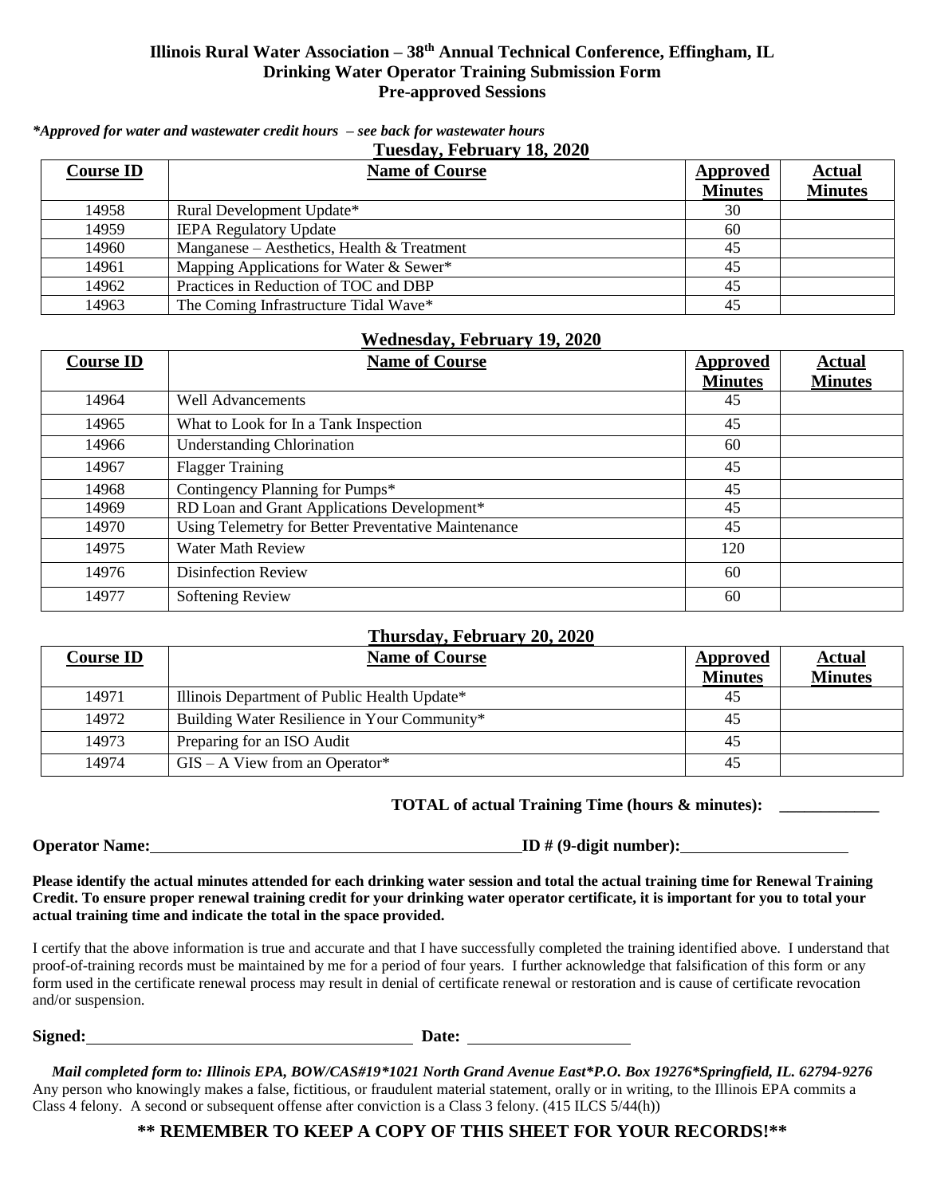# Illinois Rural Water Association – 38th Annual Technical Conference, Effingham, IL
## Drinking Water Operator Training Submission Form
## Pre-approved Sessions

***Approved for water and wastewater credit hours – see back for wastewater hours***

### Tuesday, February 18, 2020

| Course ID | Name of Course | Approved Minutes | Actual Minutes |
|---|---|---|---|
| 14958 | Rural Development Update* | 30 | |
| 14959 | IEPA Regulatory Update | 60 | |
| 14960 | Manganese – Aesthetics, Health & Treatment | 45 | |
| 14961 | Mapping Applications for Water & Sewer* | 45 | |
| 14962 | Practices in Reduction of TOC and DBP | 45 | |
| 14963 | The Coming Infrastructure Tidal Wave* | 45 | |

### Wednesday, February 19, 2020

| Course ID | Name of Course | Approved Minutes | Actual Minutes |
|---|---|---|---|
| 14964 | Well Advancements | 45 | |
| 14965 | What to Look for In a Tank Inspection | 45 | |
| 14966 | Understanding Chlorination | 60 | |
| 14967 | Flagger Training | 45 | |
| 14968 | Contingency Planning for Pumps* | 45 | |
| 14969 | RD Loan and Grant Applications Development* | 45 | |
| 14970 | Using Telemetry for Better Preventative Maintenance | 45 | |
| 14975 | Water Math Review | 120 | |
| 14976 | Disinfection Review | 60 | |
| 14977 | Softening Review | 60 | |

### Thursday, February 20, 2020

| Course ID | Name of Course | Approved Minutes | Actual Minutes |
|---|---|---|---|
| 14971 | Illinois Department of Public Health Update* | 45 | |
| 14972 | Building Water Resilience in Your Community* | 45 | |
| 14973 | Preparing for an ISO Audit | 45 | |
| 14974 | GIS – A View from an Operator* | 45 | |

**TOTAL of actual Training Time (hours & minutes): ____________**

**Operator Name:** ______________________________ **ID # (9-digit number):** ____________________

**Please identify the actual minutes attended for each drinking water session and total the actual training time for Renewal Training Credit. To ensure proper renewal training credit for your drinking water operator certificate, it is important for you to total your actual training time and indicate the total in the space provided.**

I certify that the above information is true and accurate and that I have successfully completed the training identified above. I understand that proof-of-training records must be maintained by me for a period of four years. I further acknowledge that falsification of this form or any form used in the certificate renewal process may result in denial of certificate renewal or restoration and is cause of certificate revocation and/or suspension.

**Signed:** ______________________________ **Date:** ____________________

***Mail completed form to: Illinois EPA, BOW/CAS#19*1021 North Grand Avenue East*P.O. Box 19276*Springfield, IL. 62794-9276***

Any person who knowingly makes a false, fictitious, or fraudulent material statement, orally or in writing, to the Illinois EPA commits a Class 4 felony. A second or subsequent offense after conviction is a Class 3 felony. (415 ILCS 5/44(h))

**\*\* REMEMBER TO KEEP A COPY OF THIS SHEET FOR YOUR RECORDS!\*\***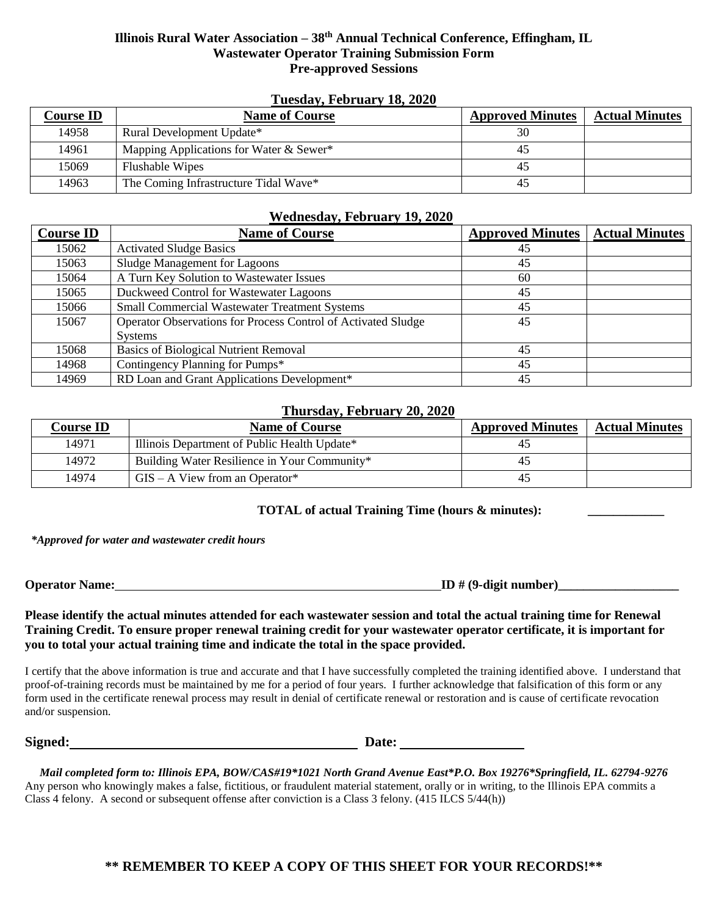# Illinois Rural Water Association – 38th Annual Technical Conference, Effingham, IL
## Wastewater Operator Training Submission Form
## Pre-approved Sessions

### Tuesday, February 18, 2020

| Course ID | Name of Course | Approved Minutes | Actual Minutes |
|---|---|---|---|
| 14958 | Rural Development Update* | 30 | |
| 14961 | Mapping Applications for Water & Sewer* | 45 | |
| 15069 | Flushable Wipes | 45 | |
| 14963 | The Coming Infrastructure Tidal Wave* | 45 | |

### Wednesday, February 19, 2020

| Course ID | Name of Course | Approved Minutes | Actual Minutes |
|---|---|---|---|
| 15062 | Activated Sludge Basics | 45 | |
| 15063 | Sludge Management for Lagoons | 45 | |
| 15064 | A Turn Key Solution to Wastewater Issues | 60 | |
| 15065 | Duckweed Control for Wastewater Lagoons | 45 | |
| 15066 | Small Commercial Wastewater Treatment Systems | 45 | |
| 15067 | Operator Observations for Process Control of Activated Sludge Systems | 45 | |
| 15068 | Basics of Biological Nutrient Removal | 45 | |
| 14968 | Contingency Planning for Pumps* | 45 | |
| 14969 | RD Loan and Grant Applications Development* | 45 | |

### Thursday, February 20, 2020

| Course ID | Name of Course | Approved Minutes | Actual Minutes |
|---|---|---|---|
| 14971 | Illinois Department of Public Health Update* | 45 | |
| 14972 | Building Water Resilience in Your Community* | 45 | |
| 14974 | GIS – A View from an Operator* | 45 | |

**TOTAL of actual Training Time (hours & minutes):** ____________

***Approved for water and wastewater credit hours***

**Operator Name:** ______________________ **ID # (9-digit number)** ___________________

**Please identify the actual minutes attended for each wastewater session and total the actual training time for Renewal Training Credit. To ensure proper renewal training credit for your wastewater operator certificate, it is important for you to total your actual training time and indicate the total in the space provided.**

I certify that the above information is true and accurate and that I have successfully completed the training identified above. I understand that proof-of-training records must be maintained by me for a period of four years. I further acknowledge that falsification of this form or any form used in the certificate renewal process may result in denial of certificate renewal or restoration and is cause of certificate revocation and/or suspension.

**Signed:** ______________________ **Date:** ______________

***Mail completed form to: Illinois EPA, BOW/CAS#19*1021 North Grand Avenue East*P.O. Box 19276*Springfield, IL. 62794-9276***

Any person who knowingly makes a false, fictitious, or fraudulent material statement, orally or in writing, to the Illinois EPA commits a Class 4 felony. A second or subsequent offense after conviction is a Class 3 felony. (415 ILCS 5/44(h))

**\*\* REMEMBER TO KEEP A COPY OF THIS SHEET FOR YOUR RECORDS!\*\***